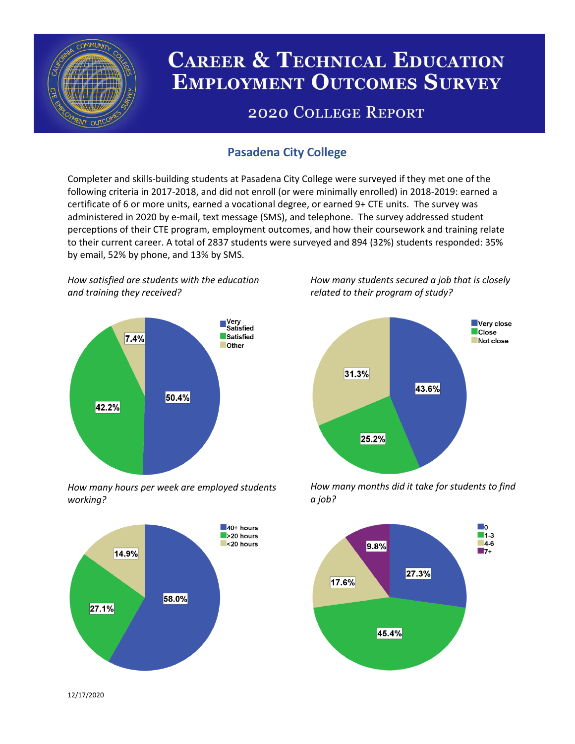# Career & Technical Education Employment Outcomes Survey

## 2020 College Report

### Pasadena City College

Completer and skills-building students at Pasadena City College were surveyed if they met one of the following criteria in 2017-2018, and did not enroll (or were minimally enrolled) in 2018-2019: earned a certificate of 6 or more units, earned a vocational degree, or earned 9+ CTE units. The survey was administered in 2020 by e-mail, text message (SMS), and telephone. The survey addressed student perceptions of their CTE program, employment outcomes, and how their coursework and training relate to their current career. A total of 2837 students were surveyed and 894 (32%) students responded: 35% by email, 52% by phone, and 13% by SMS.

*How satisfied are students with the education and training they received?*

| Response | Percent |
| --- | --- |
| Very Satisfied | 50.4% |
| Satisfied | 42.2% |
| Other | 7.4% |

*How many students secured a job that is closely related to their program of study?*

| Response | Percent |
| --- | --- |
| Very close | 43.6% |
| Close | 25.2% |
| Not close | 31.3% |

*How many hours per week are employed students working?*

| Response | Percent |
| --- | --- |
| 40+ hours | 58.0% |
| >20 hours | 27.1% |
| <20 hours | 14.9% |

*How many months did it take for students to find a job?*

| Months | Percent |
| --- | --- |
| 0 | 27.3% |
| 1-3 | 45.4% |
| 4-6 | 17.6% |
| 7+ | 9.8% |

12/17/2020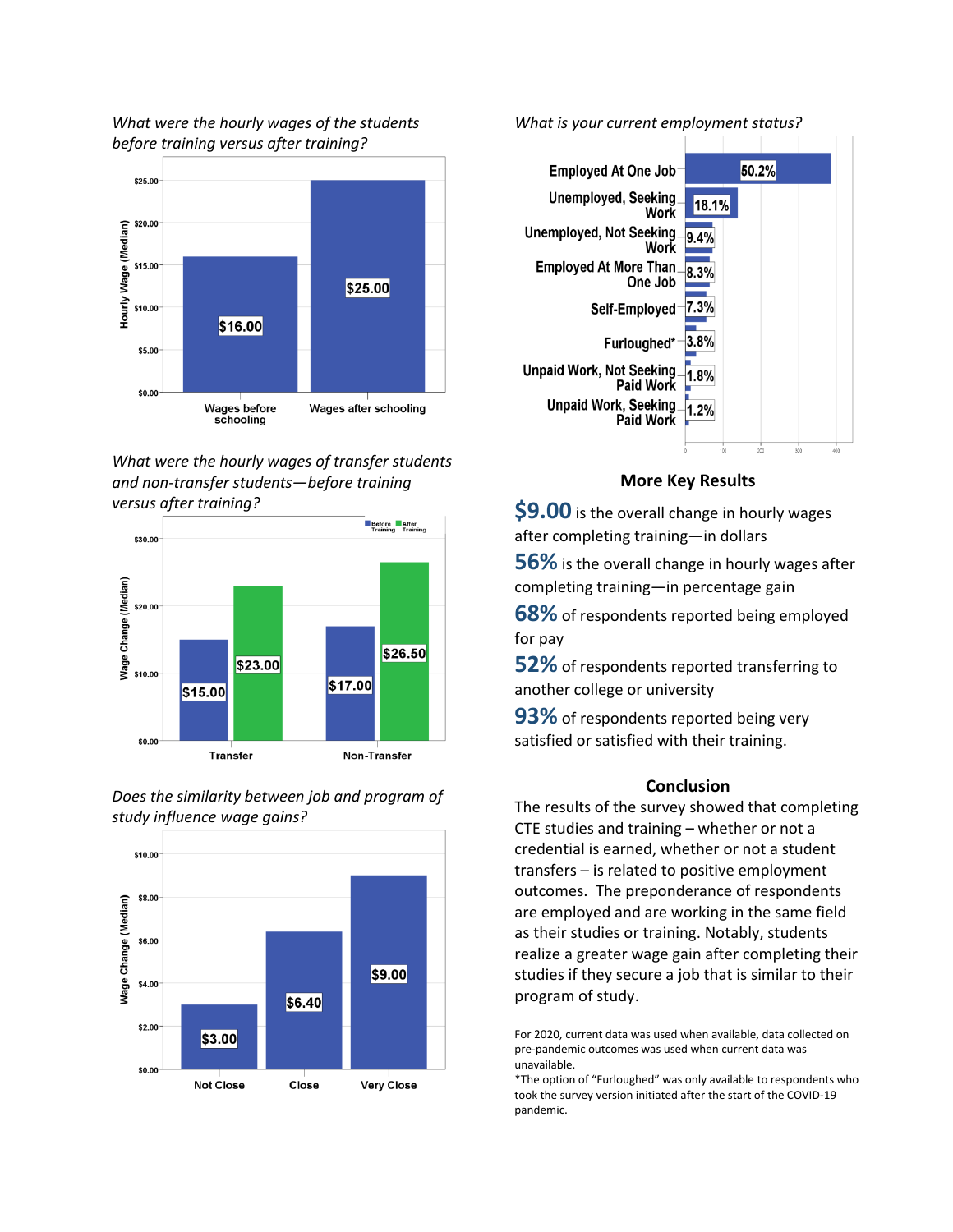*What were the hourly wages of the students before training versus after training?*

Hourly Wage (Median)

$25.00
$20.00
$15.00
$10.00
$5.00
$0.00

$16.00
$25.00

Wages before schooling
Wages after schooling

*What were the hourly wages of transfer students and non-transfer students—before training versus after training?*

Before Training
After Training

Wage Change (Median)

$30.00
$20.00
$10.00
$0.00

$15.00
$23.00
$17.00
$26.50

Transfer
Non-Transfer

*Does the similarity between job and program of study influence wage gains?*

Wage Change (Median)

$10.00
$8.00
$6.00
$4.00
$2.00
$0.00

$3.00
$6.40
$9.00

Not Close
Close
Very Close

*What is your current employment status?*

Employed At One Job 50.2%
Unemployed, Seeking Work 18.1%
Unemployed, Not Seeking Work 9.4%
Employed At More Than One Job 8.3%
Self-Employed 7.3%
Furloughed* 3.8%
Unpaid Work, Not Seeking Paid Work 1.8%
Unpaid Work, Seeking Paid Work 1.2%

0
100
200
300
400

## More Key Results

**$9.00** is the overall change in hourly wages after completing training—in dollars

**56%** is the overall change in hourly wages after completing training—in percentage gain

**68%** of respondents reported being employed for pay

**52%** of respondents reported transferring to another college or university

**93%** of respondents reported being very satisfied or satisfied with their training.

## Conclusion

The results of the survey showed that completing CTE studies and training – whether or not a credential is earned, whether or not a student transfers – is related to positive employment outcomes. The preponderance of respondents are employed and are working in the same field as their studies or training. Notably, students realize a greater wage gain after completing their studies if they secure a job that is similar to their program of study.

For 2020, current data was used when available, data collected on pre-pandemic outcomes was used when current data was unavailable.
*The option of "Furloughed" was only available to respondents who took the survey version initiated after the start of the COVID-19 pandemic.